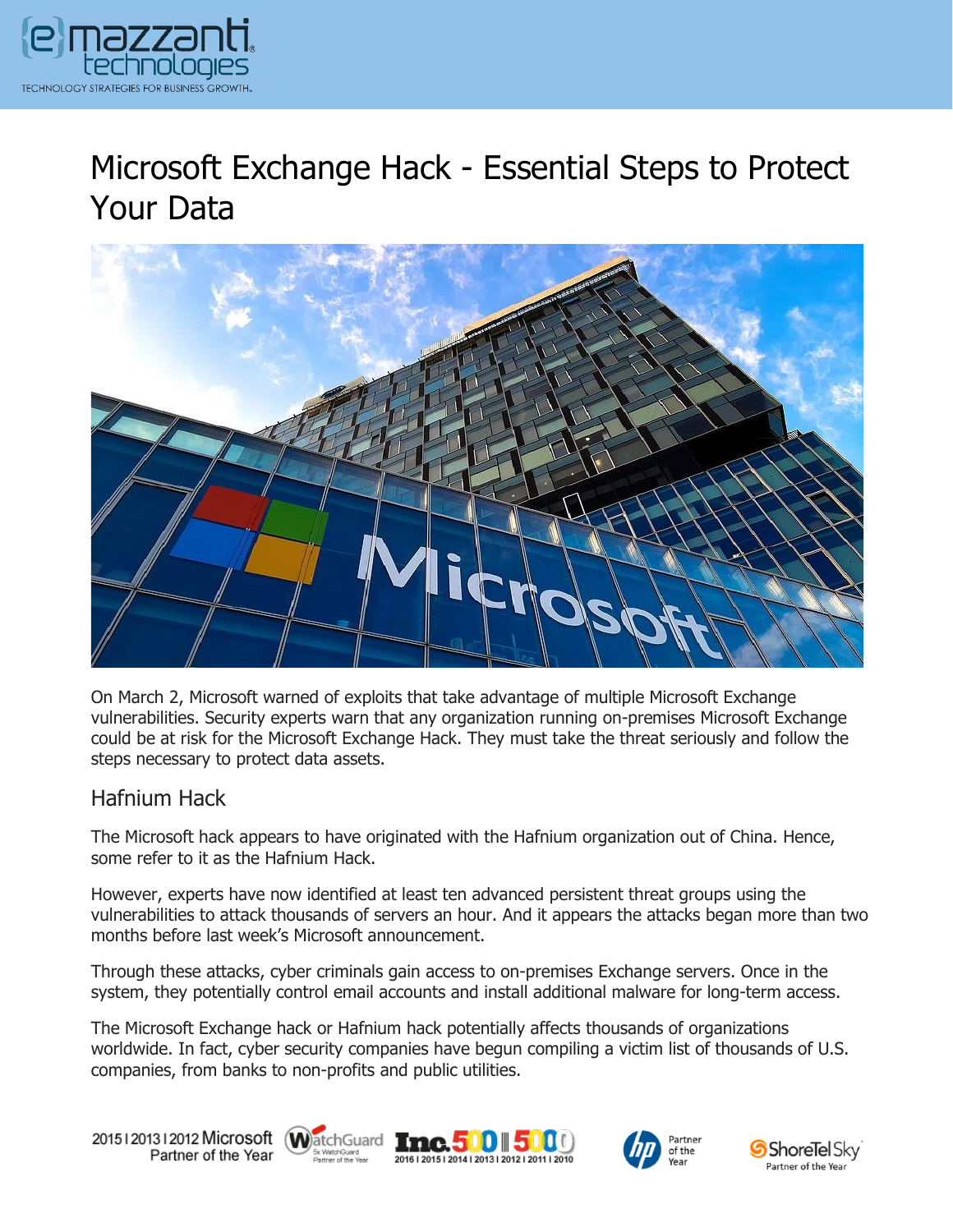# Microsoft Exchange Hack - Essential Steps to Protect Your Data

On March 2, Microsoft warned of exploits that take advantage of multiple Microsoft Exchange vulnerabilities. Security experts warn that any organization running on-premises Microsoft Exchange could be at risk for the Microsoft Exchange Hack. They must take the threat seriously and follow the steps necessary to protect data assets.

## Hafnium Hack

The Microsoft hack appears to have originated with the Hafnium organization out of China. Hence, some refer to it as the Hafnium Hack.

However, experts have now identified at least ten advanced persistent threat groups using the vulnerabilities to attack thousands of servers an hour. And it appears the attacks began more than two months before last week's Microsoft announcement.

Through these attacks, cyber criminals gain access to on-premises Exchange servers. Once in the system, they potentially control email accounts and install additional malware for long-term access.

The Microsoft Exchange hack or Hafnium hack potentially affects thousands of organizations worldwide. In fact, cyber security companies have begun compiling a victim list of thousands of U.S. companies, from banks to non-profits and public utilities.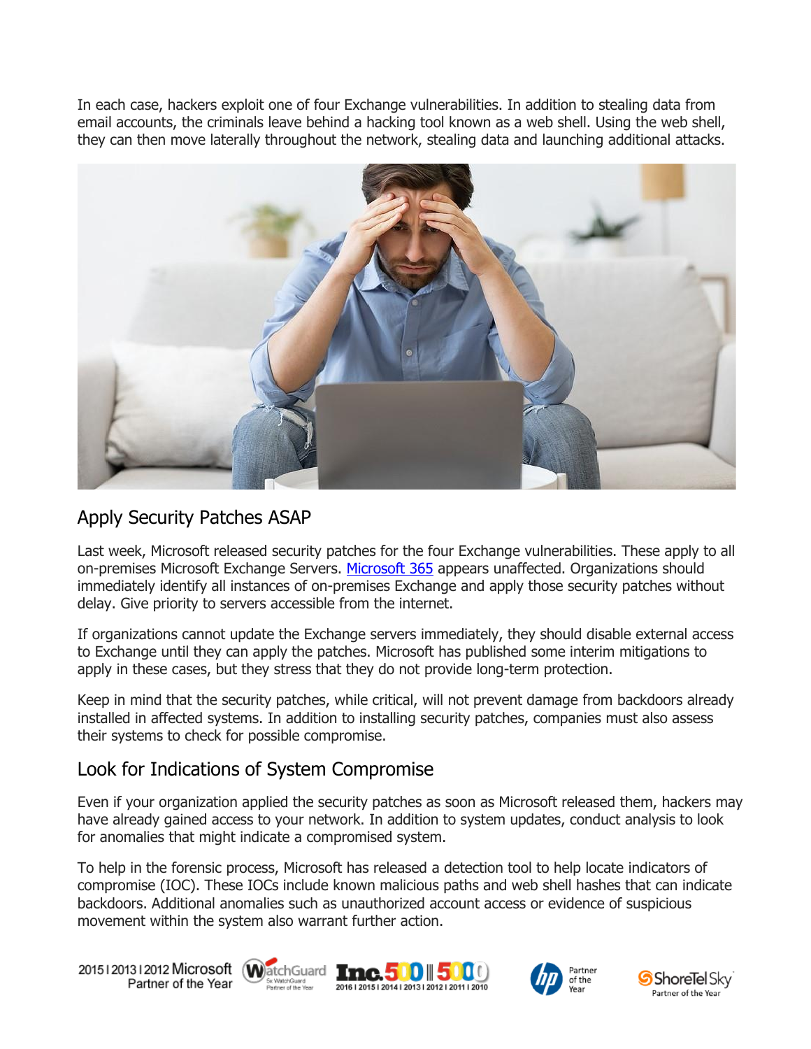In each case, hackers exploit one of four Exchange vulnerabilities. In addition to stealing data from email accounts, the criminals leave behind a hacking tool known as a web shell. Using the web shell, they can then move laterally throughout the network, stealing data and launching additional attacks.

## Apply Security Patches ASAP

Last week, Microsoft released security patches for the four Exchange vulnerabilities. These apply to all on-premises Microsoft Exchange Servers. [Microsoft 365]() appears unaffected. Organizations should immediately identify all instances of on-premises Exchange and apply those security patches without delay. Give priority to servers accessible from the internet.

If organizations cannot update the Exchange servers immediately, they should disable external access to Exchange until they can apply the patches. Microsoft has published some interim mitigations to apply in these cases, but they stress that they do not provide long-term protection.

Keep in mind that the security patches, while critical, will not prevent damage from backdoors already installed in affected systems. In addition to installing security patches, companies must also assess their systems to check for possible compromise.

## Look for Indications of System Compromise

Even if your organization applied the security patches as soon as Microsoft released them, hackers may have already gained access to your network. In addition to system updates, conduct analysis to look for anomalies that might indicate a compromised system.

To help in the forensic process, Microsoft has released a detection tool to help locate indicators of compromise (IOC). These IOCs include known malicious paths and web shell hashes that can indicate backdoors. Additional anomalies such as unauthorized account access or evidence of suspicious movement within the system also warrant further action.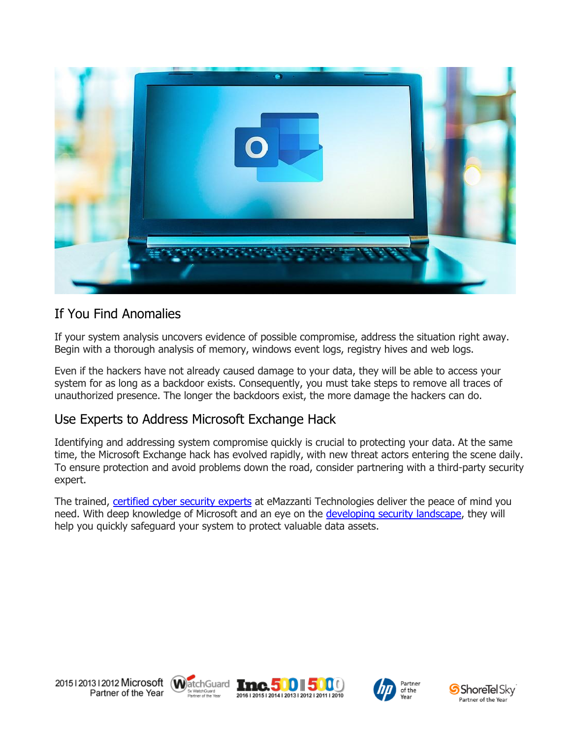## If You Find Anomalies

If your system analysis uncovers evidence of possible compromise, address the situation right away. Begin with a thorough analysis of memory, windows event logs, registry hives and web logs.

Even if the hackers have not already caused damage to your data, they will be able to access your system for as long as a backdoor exists. Consequently, you must take steps to remove all traces of unauthorized presence. The longer the backdoors exist, the more damage the hackers can do.

## Use Experts to Address Microsoft Exchange Hack

Identifying and addressing system compromise quickly is crucial to protecting your data. At the same time, the Microsoft Exchange hack has evolved rapidly, with new threat actors entering the scene daily. To ensure protection and avoid problems down the road, consider partnering with a third-party security expert.

The trained, certified cyber security experts at eMazzanti Technologies deliver the peace of mind you need. With deep knowledge of Microsoft and an eye on the developing security landscape, they will help you quickly safeguard your system to protect valuable data assets.

2015 | 2013 | 2012 Microsoft Partner of the Year

WatchGuard 5x WatchGuard Partner of the Year

Inc. 500 | 5000 2016 | 2015 | 2014 | 2013 | 2012 | 2011 | 2010

hp Partner of the Year

ShoreTel Sky Partner of the Year